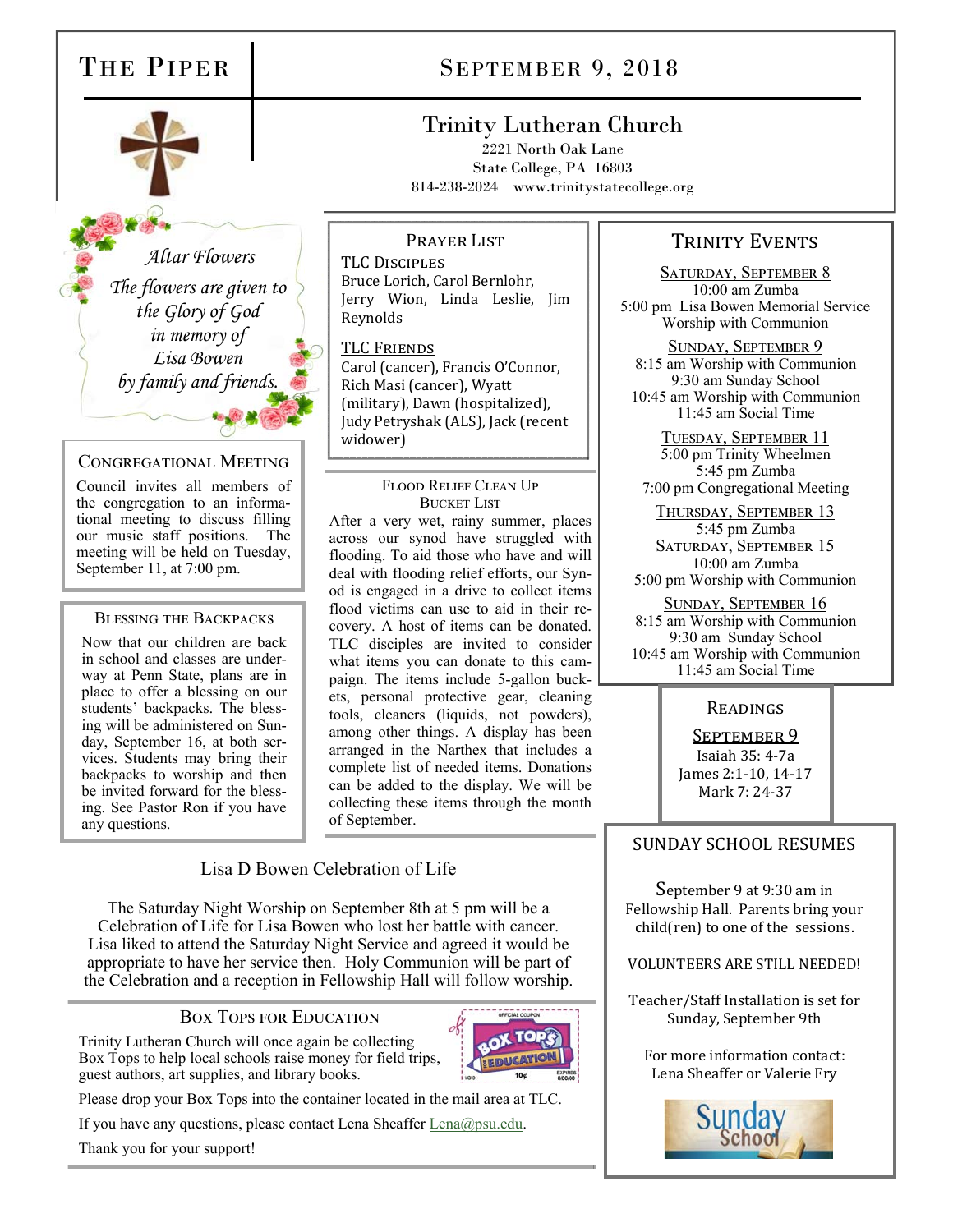# THE PIPER

## SEPTEMBER 9, 2018

## Trinity Lutheran Church

2221 North Oak Lane
State College, PA 16803
814-238-2024 www.trinitystatecollege.org

*Altar Flowers*
*The flowers are given to the Glory of God in memory of Lisa Bowen by family and friends.*

### CONGREGATIONAL MEETING

Council invites all members of the congregation to an informational meeting to discuss filling our music staff positions. The meeting will be held on Tuesday, September 11, at 7:00 pm.

### BLESSING THE BACKPACKS

Now that our children are back in school and classes are underway at Penn State, plans are in place to offer a blessing on our students' backpacks. The blessing will be administered on Sunday, September 16, at both services. Students may bring their backpacks to worship and then be invited forward for the blessing. See Pastor Ron if you have any questions.

### PRAYER LIST

**TLC DISCIPLES**
Bruce Lorich, Carol Bernlohr, Jerry Wion, Linda Leslie, Jim Reynolds

**TLC FRIENDS**
Carol (cancer), Francis O'Connor, Rich Masi (cancer), Wyatt (military), Dawn (hospitalized), Judy Petryshak (ALS), Jack (recent widower)

### FLOOD RELIEF CLEAN UP BUCKET LIST

After a very wet, rainy summer, places across our synod have struggled with flooding. To aid those who have and will deal with flooding relief efforts, our Synod is engaged in a drive to collect items flood victims can use to aid in their recovery. A host of items can be donated. TLC disciples are invited to consider what items you can donate to this campaign. The items include 5-gallon buckets, personal protective gear, cleaning tools, cleaners (liquids, not powders), among other things. A display has been arranged in the Narthex that includes a complete list of needed items. Donations can be added to the display. We will be collecting these items through the month of September.

### TRINITY EVENTS

**SATURDAY, SEPTEMBER 8**
10:00 am Zumba
5:00 pm Lisa Bowen Memorial Service Worship with Communion

**SUNDAY, SEPTEMBER 9**
8:15 am Worship with Communion
9:30 am Sunday School
10:45 am Worship with Communion
11:45 am Social Time

**TUESDAY, SEPTEMBER 11**
5:00 pm Trinity Wheelmen
5:45 pm Zumba
7:00 pm Congregational Meeting

**THURSDAY, SEPTEMBER 13**
5:45 pm Zumba

**SATURDAY, SEPTEMBER 15**
10:00 am Zumba
5:00 pm Worship with Communion

**SUNDAY, SEPTEMBER 16**
8:15 am Worship with Communion
9:30 am Sunday School
10:45 am Worship with Communion
11:45 am Social Time

### READINGS

**SEPTEMBER 9**
Isaiah 35: 4-7a
James 2:1-10, 14-17
Mark 7: 24-37

### Lisa D Bowen Celebration of Life

The Saturday Night Worship on September 8th at 5 pm will be a Celebration of Life for Lisa Bowen who lost her battle with cancer. Lisa liked to attend the Saturday Night Service and agreed it would be appropriate to have her service then. Holy Communion will be part of the Celebration and a reception in Fellowship Hall will follow worship.

### BOX TOPS FOR EDUCATION

Trinity Lutheran Church will once again be collecting Box Tops to help local schools raise money for field trips, guest authors, art supplies, and library books.

Please drop your Box Tops into the container located in the mail area at TLC.

If you have any questions, please contact Lena Sheaffer Lena@psu.edu.

Thank you for your support!

### SUNDAY SCHOOL RESUMES

September 9 at 9:30 am in Fellowship Hall. Parents bring your child(ren) to one of the sessions.

VOLUNTEERS ARE STILL NEEDED!

Teacher/Staff Installation is set for Sunday, September 9th

For more information contact:
Lena Sheaffer or Valerie Fry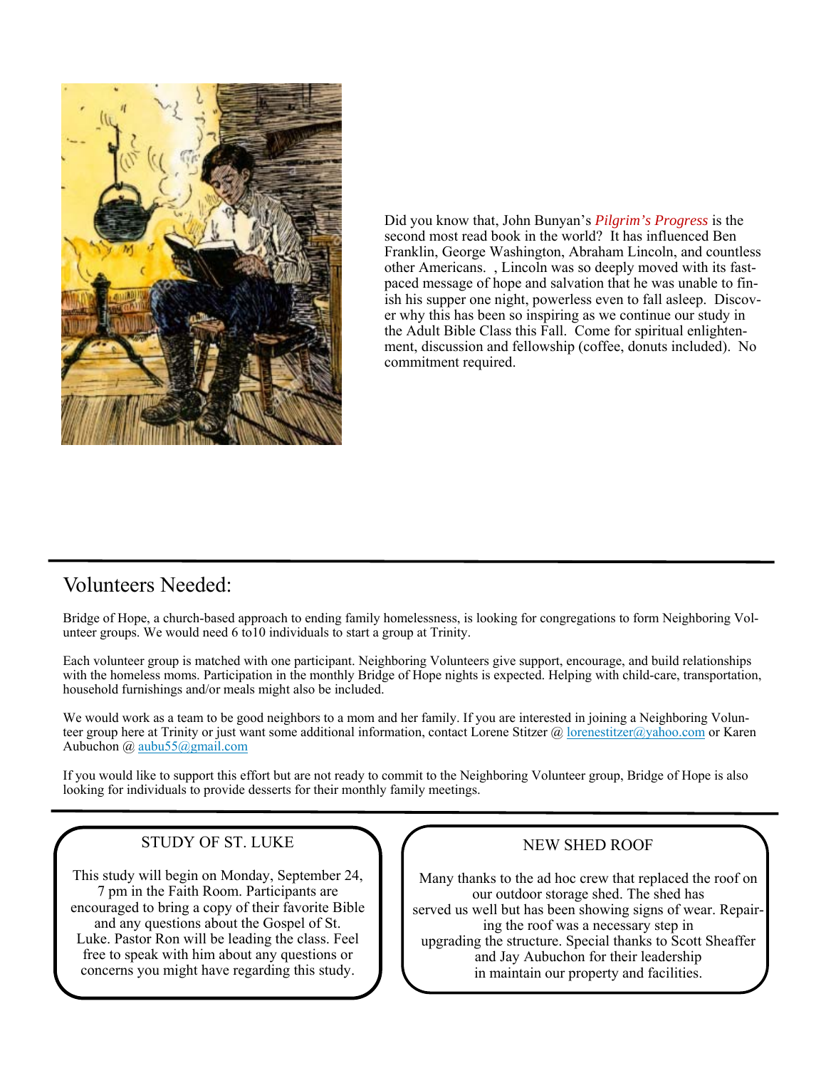Did you know that, John Bunyan's *Pilgrim's Progress* is the second most read book in the world? It has influenced Ben Franklin, George Washington, Abraham Lincoln, and countless other Americans. , Lincoln was so deeply moved with its fast-paced message of hope and salvation that he was unable to finish his supper one night, powerless even to fall asleep. Discover why this has been so inspiring as we continue our study in the Adult Bible Class this Fall. Come for spiritual enlightenment, discussion and fellowship (coffee, donuts included). No commitment required.

---

## Volunteers Needed:

Bridge of Hope, a church-based approach to ending family homelessness, is looking for congregations to form Neighboring Volunteer groups. We would need 6 to10 individuals to start a group at Trinity.

Each volunteer group is matched with one participant. Neighboring Volunteers give support, encourage, and build relationships with the homeless moms. Participation in the monthly Bridge of Hope nights is expected. Helping with child-care, transportation, household furnishings and/or meals might also be included.

We would work as a team to be good neighbors to a mom and her family. If you are interested in joining a Neighboring Volunteer group here at Trinity or just want some additional information, contact Lorene Stitzer @ lorenestitzer@yahoo.com or Karen Aubuchon @ aubu55@gmail.com

If you would like to support this effort but are not ready to commit to the Neighboring Volunteer group, Bridge of Hope is also looking for individuals to provide desserts for their monthly family meetings.

---

### STUDY OF ST. LUKE

This study will begin on Monday, September 24, 7 pm in the Faith Room. Participants are encouraged to bring a copy of their favorite Bible and any questions about the Gospel of St. Luke. Pastor Ron will be leading the class. Feel free to speak with him about any questions or concerns you might have regarding this study.

### NEW SHED ROOF

Many thanks to the ad hoc crew that replaced the roof on our outdoor storage shed. The shed has served us well but has been showing signs of wear. Repairing the roof was a necessary step in upgrading the structure. Special thanks to Scott Sheaffer and Jay Aubuchon for their leadership in maintain our property and facilities.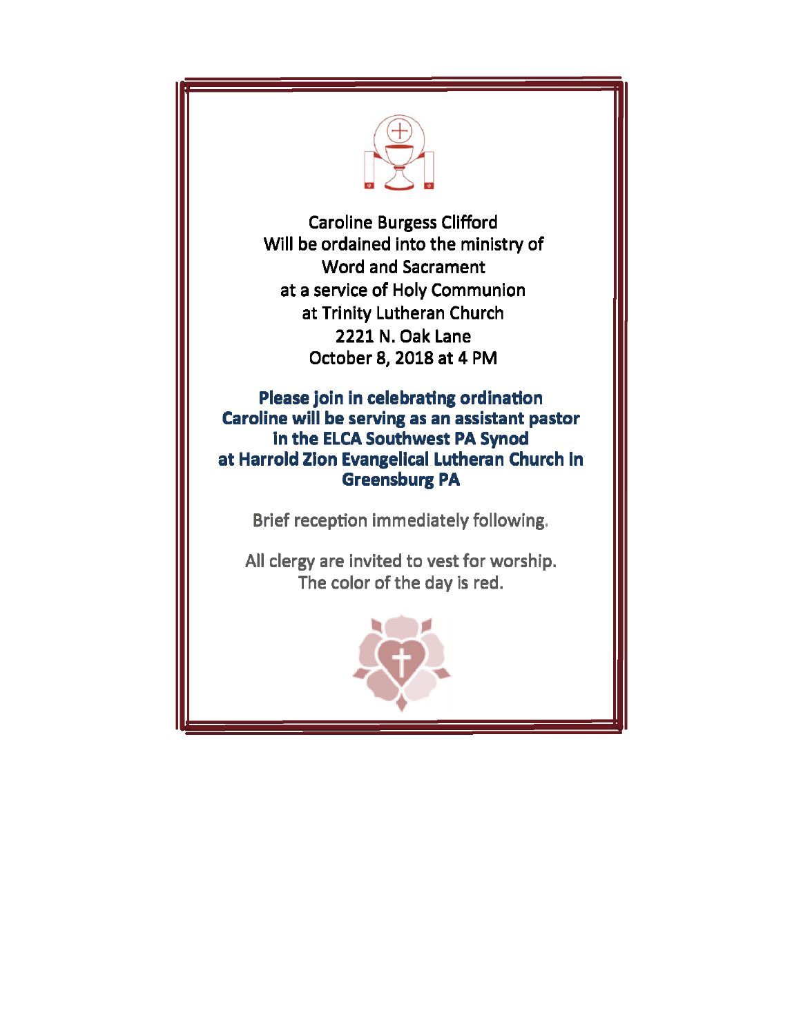Caroline Burgess Clifford
Will be ordained into the ministry of
Word and Sacrament
at a service of Holy Communion
at Trinity Lutheran Church
2221 N. Oak Lane
October 8, 2018 at 4 PM

**Please join in celebrating ordination**
**Caroline will be serving as an assistant pastor**
**in the ELCA Southwest PA Synod**
**at Harrold Zion Evangelical Lutheran Church in**
**Greensburg PA**

Brief reception immediately following.

All clergy are invited to vest for worship.
The color of the day is red.